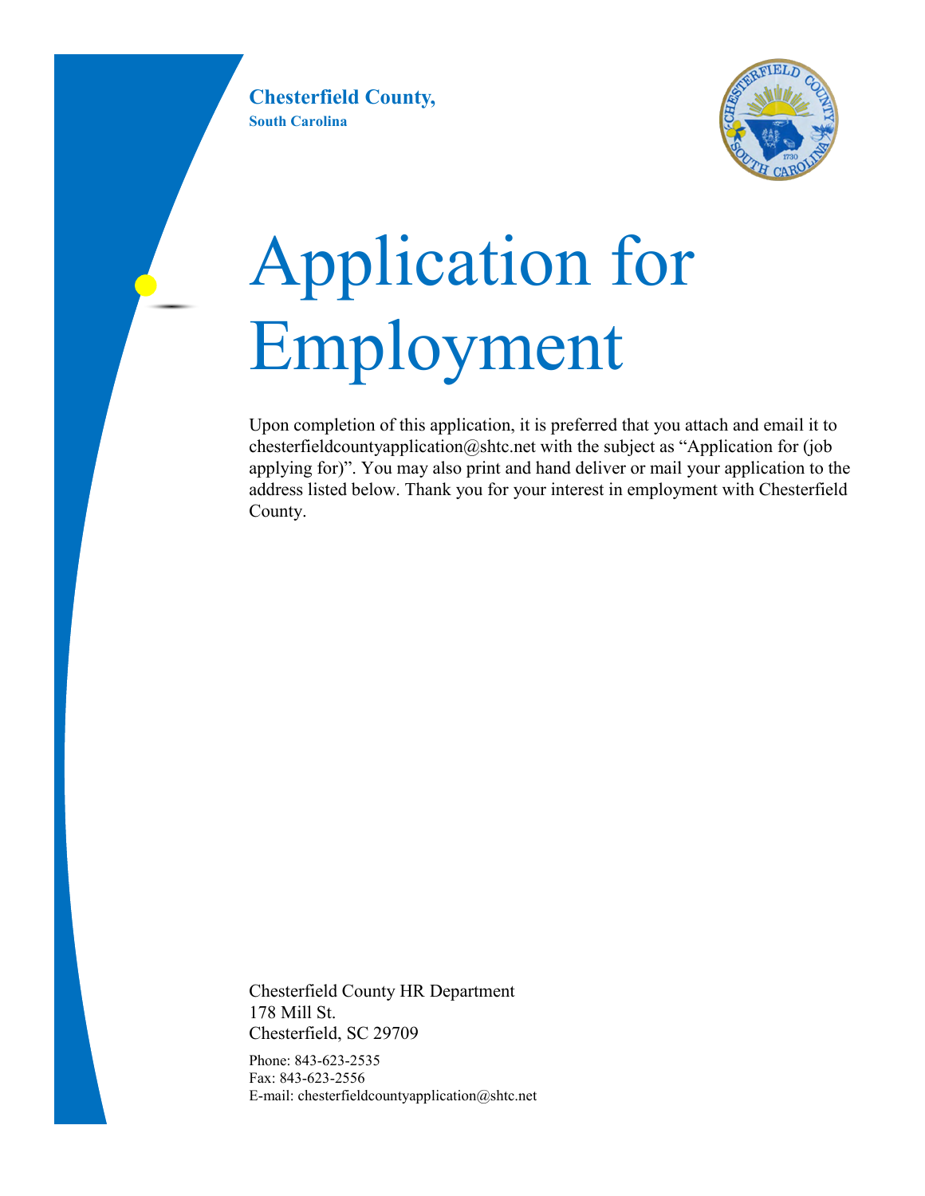**Chesterfield County,**

**South Carolina**

# Application for Employment

Upon completion of this application, it is preferred that you attach and email it to chesterfieldcountyapplication@shtc.net with the subject as "Application for (job applying for)". You may also print and hand deliver or mail your application to the address listed below. Thank you for your interest in employment with Chesterfield County.

Chesterfield County HR Department
178 Mill St.
Chesterfield, SC 29709

Phone: 843-623-2535
Fax: 843-623-2556
E-mail: chesterfieldcountyapplication@shtc.net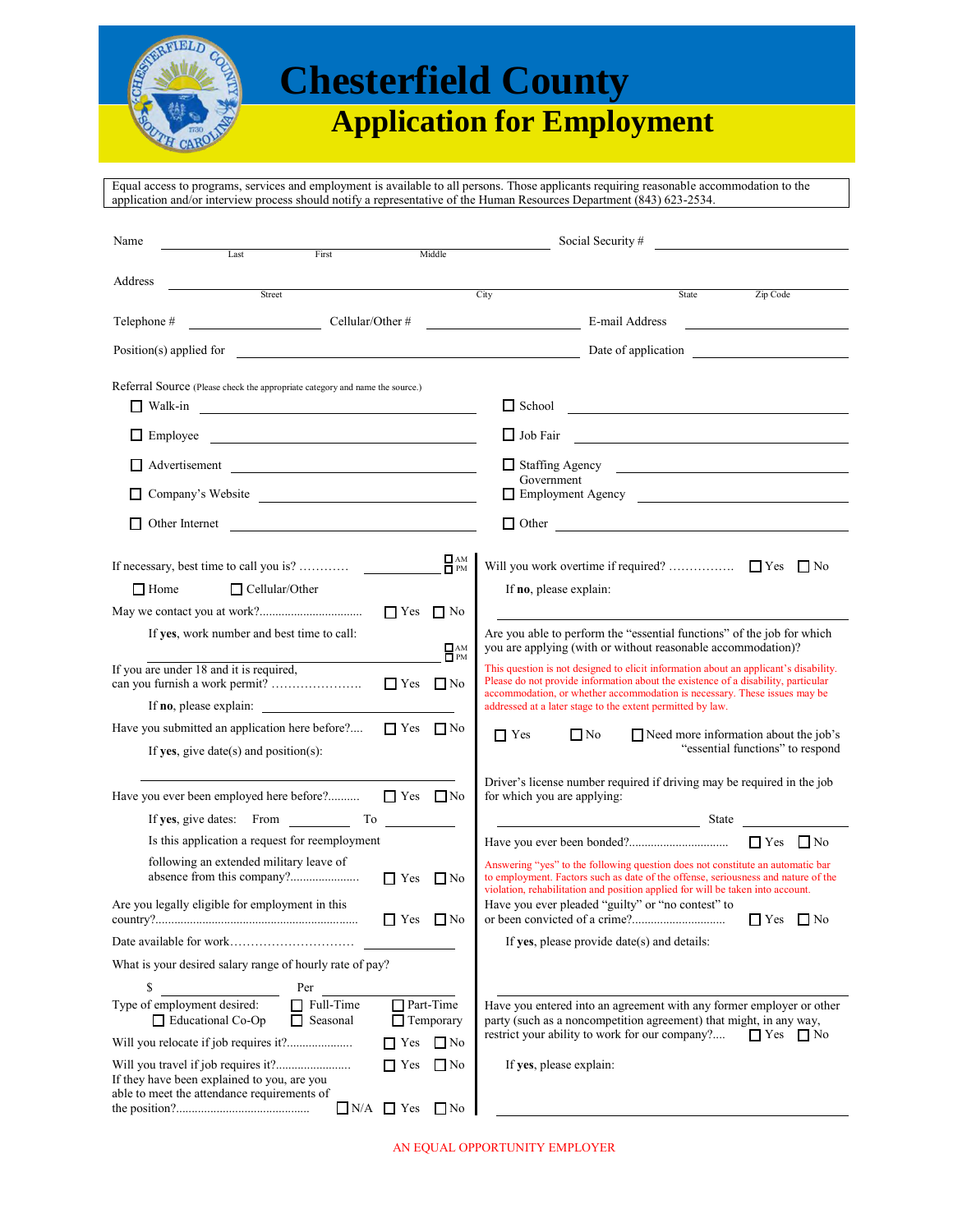# Chesterfield County

## Application for Employment

Equal access to programs, services and employment is available to all persons. Those applicants requiring reasonable accommodation to the application and/or interview process should notify a representative of the Human Resources Department (843) 623-2534.

Name ______________________ (Last / First / Middle) Social Security # ______________

Address ______________________ (Street / City / State / Zip Code)

Telephone # ____________ Cellular/Other # ____________ E-mail Address ____________

Position(s) applied for ______________________ Date of application ____________

Referral Source (Please check the appropriate category and name the source.)

- ☐ Walk-in ____________
- ☐ Employee ____________
- ☐ Advertisement ____________
- ☐ Company's Website ____________
- ☐ Other Internet ____________
- ☐ School ____________
- ☐ Job Fair ____________
- ☐ Staffing Agency ____________
- ☐ Government Employment Agency ____________
- ☐ Other ____________

If necessary, best time to call you is? ............ ________ ☐ AM ☐ PM

☐ Home ☐ Cellular/Other

May we contact you at work?................................ ☐ Yes ☐ No

If **yes**, work number and best time to call: ________ ☐ AM ☐ PM

If you are under 18 and it is required, can you furnish a work permit? ...................... ☐ Yes ☐ No

If **no**, please explain: ____________

Have you submitted an application here before?.... ☐ Yes ☐ No

If **yes**, give date(s) and position(s): ____________

Have you ever been employed here before?.......... ☐ Yes ☐ No

If **yes**, give dates: From ________ To ________

Is this application a request for reemployment following an extended military leave of absence from this company?...................... ☐ Yes ☐ No

Are you legally eligible for employment in this country?................................................................ ☐ Yes ☐ No

Date available for work............................. ____________

What is your desired salary range of hourly rate of pay?

$ ____________ Per ____________

Type of employment desired: ☐ Full-Time ☐ Part-Time ☐ Educational Co-Op ☐ Seasonal ☐ Temporary

Will you relocate if job requires it?..................... ☐ Yes ☐ No

Will you travel if job requires it?........................ ☐ Yes ☐ No

If they have been explained to you, are you able to meet the attendance requirements of the position?........................................... ☐ N/A ☐ Yes ☐ No

Will you work overtime if required? ................ ☐ Yes ☐ No

If **no**, please explain: ____________

Are you able to perform the "essential functions" of the job for which you are applying (with or without reasonable accommodation)?

This question is not designed to elicit information about an applicant's disability. Please do not provide information about the existence of a disability, particular accommodation, or whether accommodation is necessary. These issues may be addressed at a later stage to the extent permitted by law.

☐ Yes ☐ No ☐ Need more information about the job's "essential functions" to respond

Driver's license number required if driving may be required in the job for which you are applying:

____________ State ________

Have you ever been bonded?................................ ☐ Yes ☐ No

Answering "yes" to the following question does not constitute an automatic bar to employment. Factors such as date of the offense, seriousness and nature of the violation, rehabilitation and position applied for will be taken into account.

Have you ever pleaded "guilty" or "no contest" to or been convicted of a crime?.............................. ☐ Yes ☐ No

If **yes**, please provide date(s) and details: ____________

Have you entered into an agreement with any former employer or other party (such as a noncompetition agreement) that might, in any way, restrict your ability to work for our company?.... ☐ Yes ☐ No

If **yes**, please explain: ____________

AN EQUAL OPPORTUNITY EMPLOYER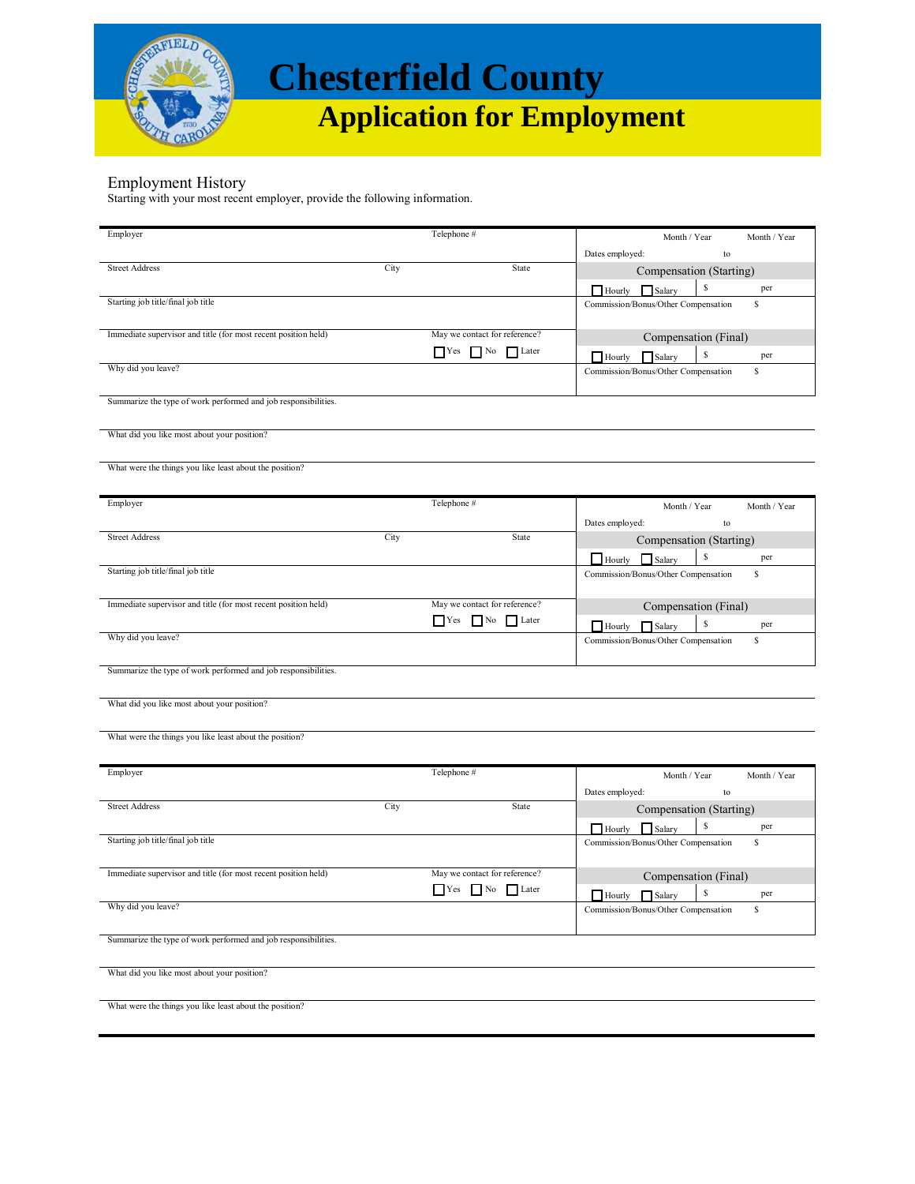# Chesterfield County

## Application for Employment

### Employment History

Starting with your most recent employer, provide the following information.

| Employer | | Telephone # | | Month / Year | Month / Year |
|---|---|---|---|---|---|
| | | | Dates employed: | | to |
| Street Address | City | State | Compensation (Starting) | | |
| | | | ☐ Hourly ☐ Salary | $ | per |
| Starting job title/final job title | | | Commission/Bonus/Other Compensation | $ | |
| Immediate supervisor and title (for most recent position held) | | May we contact for reference? | Compensation (Final) | | |
| | | ☐ Yes ☐ No ☐ Later | ☐ Hourly ☐ Salary | $ | per |
| Why did you leave? | | | Commission/Bonus/Other Compensation | $ | |

Summarize the type of work performed and job responsibilities.

What did you like most about your position?

What were the things you like least about the position?

| Employer | | Telephone # | | Month / Year | Month / Year |
|---|---|---|---|---|---|
| | | | Dates employed: | | to |
| Street Address | City | State | Compensation (Starting) | | |
| | | | ☐ Hourly ☐ Salary | $ | per |
| Starting job title/final job title | | | Commission/Bonus/Other Compensation | $ | |
| Immediate supervisor and title (for most recent position held) | | May we contact for reference? | Compensation (Final) | | |
| | | ☐ Yes ☐ No ☐ Later | ☐ Hourly ☐ Salary | $ | per |
| Why did you leave? | | | Commission/Bonus/Other Compensation | $ | |

Summarize the type of work performed and job responsibilities.

What did you like most about your position?

What were the things you like least about the position?

| Employer | | Telephone # | | Month / Year | Month / Year |
|---|---|---|---|---|---|
| | | | Dates employed: | | to |
| Street Address | City | State | Compensation (Starting) | | |
| | | | ☐ Hourly ☐ Salary | $ | per |
| Starting job title/final job title | | | Commission/Bonus/Other Compensation | $ | |
| Immediate supervisor and title (for most recent position held) | | May we contact for reference? | Compensation (Final) | | |
| | | ☐ Yes ☐ No ☐ Later | ☐ Hourly ☐ Salary | $ | per |
| Why did you leave? | | | Commission/Bonus/Other Compensation | $ | |

Summarize the type of work performed and job responsibilities.

What did you like most about your position?

What were the things you like least about the position?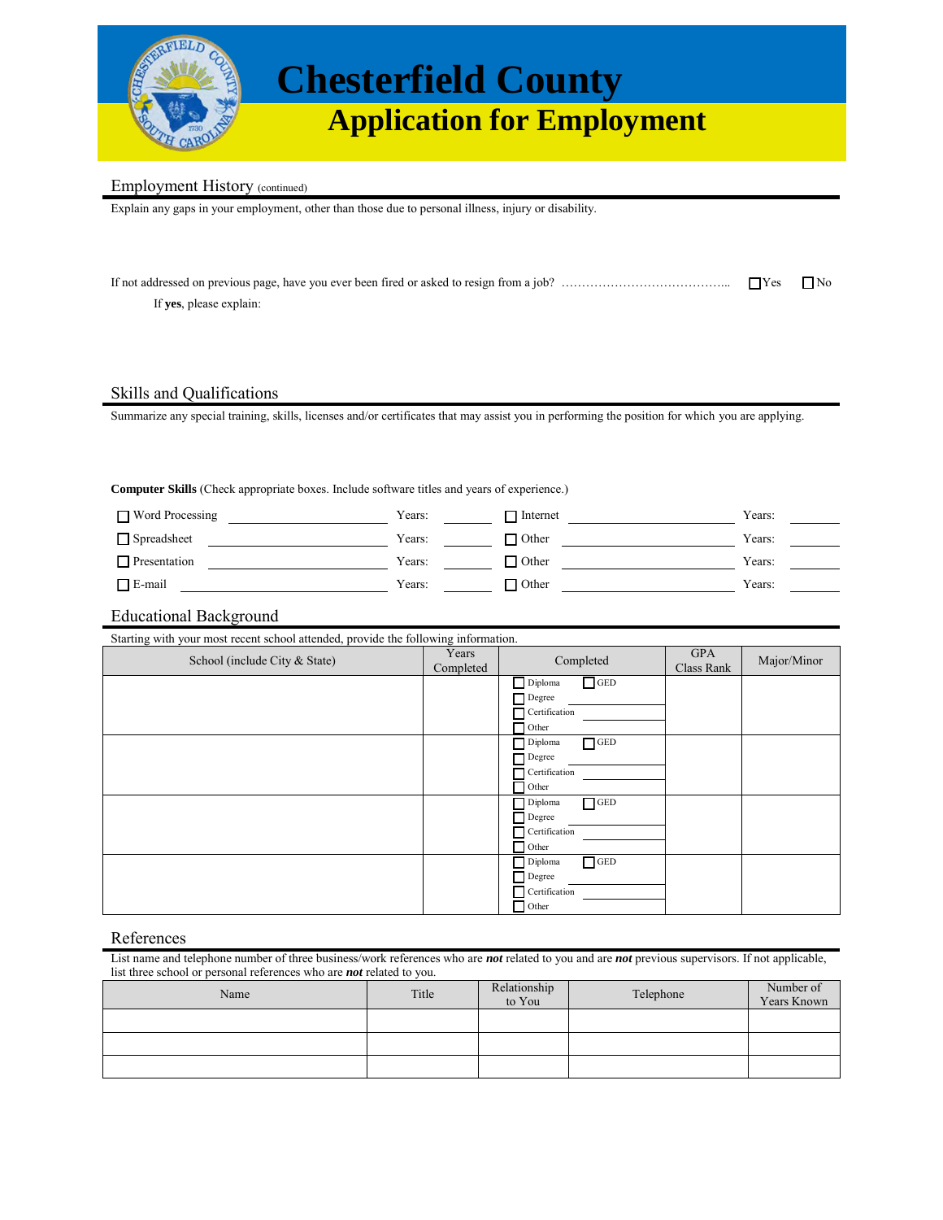# Chesterfield County
## Application for Employment

### Employment History (continued)

Explain any gaps in your employment, other than those due to personal illness, injury or disability.

If not addressed on previous page, have you ever been fired or asked to resign from a job? …………………………………... ☐Yes ☐No

If **yes**, please explain:

### Skills and Qualifications

Summarize any special training, skills, licenses and/or certificates that may assist you in performing the position for which you are applying.

**Computer Skills** (Check appropriate boxes. Include software titles and years of experience.)

| | | | | | |
|---|---|---|---|---|---|
| ☐ Word Processing ______ | Years: ______ | ☐ Internet ______ | Years: ______ |
| ☐ Spreadsheet ______ | Years: ______ | ☐ Other ______ | Years: ______ |
| ☐ Presentation ______ | Years: ______ | ☐ Other ______ | Years: ______ |
| ☐ E-mail ______ | Years: ______ | ☐ Other ______ | Years: ______ |

### Educational Background

Starting with your most recent school attended, provide the following information.

| School (include City & State) | Years Completed | Completed | GPA Class Rank | Major/Minor |
|---|---|---|---|---|
| | | ☐ Diploma ☐ GED<br>☐ Degree ______<br>☐ Certification ______<br>☐ Other | | |
| | | ☐ Diploma ☐ GED<br>☐ Degree ______<br>☐ Certification ______<br>☐ Other | | |
| | | ☐ Diploma ☐ GED<br>☐ Degree ______<br>☐ Certification ______<br>☐ Other | | |
| | | ☐ Diploma ☐ GED<br>☐ Degree ______<br>☐ Certification ______<br>☐ Other | | |

### References

List name and telephone number of three business/work references who are ***not*** related to you and are ***not*** previous supervisors. If not applicable, list three school or personal references who are ***not*** related to you.

| Name | Title | Relationship to You | Telephone | Number of Years Known |
|---|---|---|---|---|
| | | | | |
| | | | | |
| | | | | |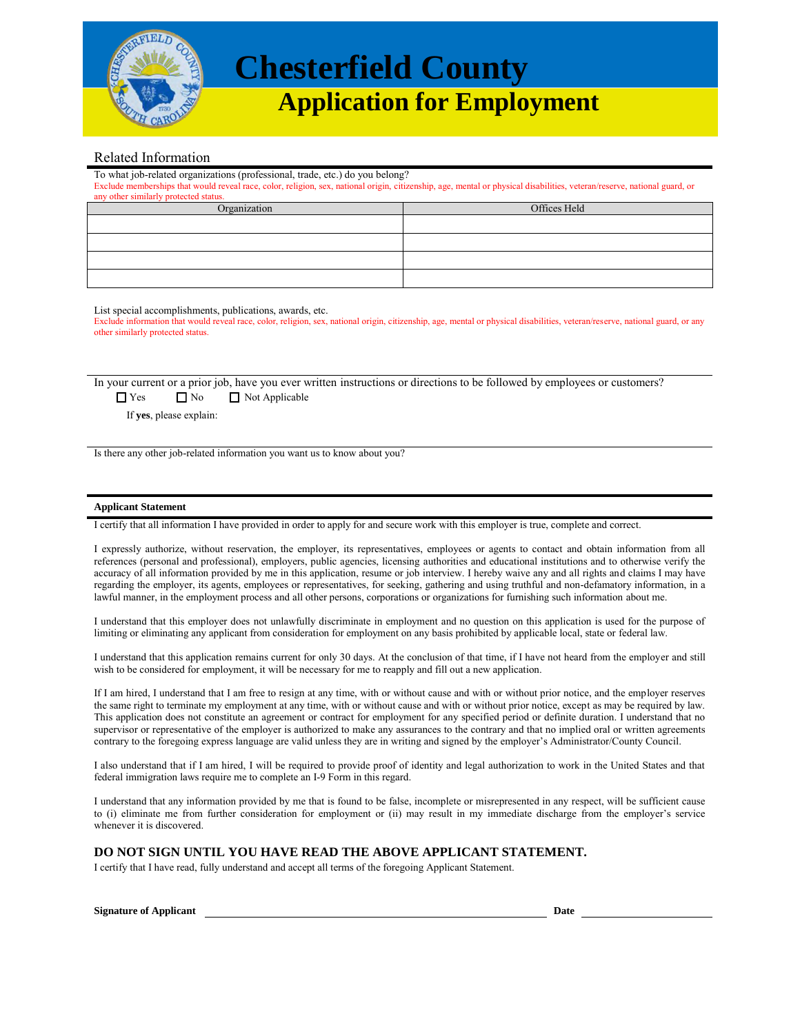# Chesterfield County
## Application for Employment

### Related Information

To what job-related organizations (professional, trade, etc.) do you belong?

Exclude memberships that would reveal race, color, religion, sex, national origin, citizenship, age, mental or physical disabilities, veteran/reserve, national guard, or any other similarly protected status.

| Organization | Offices Held |
|---|---|
| | |
| | |
| | |
| | |

List special accomplishments, publications, awards, etc.

Exclude information that would reveal race, color, religion, sex, national origin, citizenship, age, mental or physical disabilities, veteran/reserve, national guard, or any other similarly protected status.

In your current or a prior job, have you ever written instructions or directions to be followed by employees or customers?

☐ Yes ☐ No ☐ Not Applicable

If **yes**, please explain:

Is there any other job-related information you want us to know about you?

**Applicant Statement**

I certify that all information I have provided in order to apply for and secure work with this employer is true, complete and correct.

I expressly authorize, without reservation, the employer, its representatives, employees or agents to contact and obtain information from all references (personal and professional), employers, public agencies, licensing authorities and educational institutions and to otherwise verify the accuracy of all information provided by me in this application, resume or job interview. I hereby waive any and all rights and claims I may have regarding the employer, its agents, employees or representatives, for seeking, gathering and using truthful and non-defamatory information, in a lawful manner, in the employment process and all other persons, corporations or organizations for furnishing such information about me.

I understand that this employer does not unlawfully discriminate in employment and no question on this application is used for the purpose of limiting or eliminating any applicant from consideration for employment on any basis prohibited by applicable local, state or federal law.

I understand that this application remains current for only 30 days. At the conclusion of that time, if I have not heard from the employer and still wish to be considered for employment, it will be necessary for me to reapply and fill out a new application.

If I am hired, I understand that I am free to resign at any time, with or without cause and with or without prior notice, and the employer reserves the same right to terminate my employment at any time, with or without cause and with or without prior notice, except as may be required by law. This application does not constitute an agreement or contract for employment for any specified period or definite duration. I understand that no supervisor or representative of the employer is authorized to make any assurances to the contrary and that no implied oral or written agreements contrary to the foregoing express language are valid unless they are in writing and signed by the employer's Administrator/County Council.

I also understand that if I am hired, I will be required to provide proof of identity and legal authorization to work in the United States and that federal immigration laws require me to complete an I-9 Form in this regard.

I understand that any information provided by me that is found to be false, incomplete or misrepresented in any respect, will be sufficient cause to (i) eliminate me from further consideration for employment or (ii) may result in my immediate discharge from the employer's service whenever it is discovered.

### DO NOT SIGN UNTIL YOU HAVE READ THE ABOVE APPLICANT STATEMENT.

I certify that I have read, fully understand and accept all terms of the foregoing Applicant Statement.

**Signature of Applicant** ______________________________ **Date** ______________